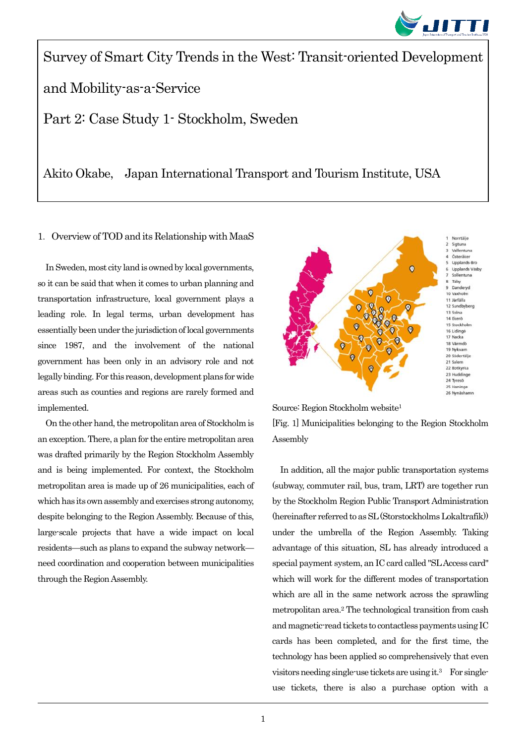# Survey of Smart City Trends in the West: Transit-oriented Development and Mobility-as-a-Service

## Part 2: Case Study 1- Stockholm, Sweden

Akito Okabe, Japan International Transport and Tourism Institute, USA

### 1. Overview of TOD and its Relationship with MaaS

In Sweden, most city land is owned by local governments, so it can be said that when it comes to urban planning and transportation infrastructure, local government plays a leading role. In legal terms, urban development has essentially been under the jurisdiction of local governments since 1987, and the involvement of the national government has been only in an advisory role and not legally binding. For this reason, development plans for wide areas such as counties and regions are rarely formed and implemented.

On the other hand, the metropolitan area of Stockholm is an exception. There, a plan for the entire metropolitan area was drafted primarily by the Region Stockholm Assembly and is being implemented. For context, the Stockholm metropolitan area is made up of 26 municipalities, each of which has its own assembly and exercises strong autonomy, despite belonging to the Region Assembly. Because of this, large-scale projects that have a wide impact on local residents—such as plans to expand the subway network—need coordination and cooperation between municipalities through the Region Assembly.

1 Norrtälje
2 Sigtuna
3 Vallentuna
4 Österåker
5 Upplands-Bro
6 Upplands Väsby
7 Sollentuna
8 Täby
9 Danderyd
10 Vaxholm
11 Järfälla
12 Sundbyberg
13 Solna
14 Ekerö
15 Stockholm
16 Lidingö
17 Nacka
18 Värmdö
19 Nykvarn
20 Södertälje
21 Salem
22 Botkyrka
23 Huddinge
24 Tyresö
25 Haninge
26 Nynäshamn

Source: Region Stockholm website[1]

[Fig. 1] Municipalities belonging to the Region Stockholm Assembly

In addition, all the major public transportation systems (subway, commuter rail, bus, tram, LRT) are together run by the Stockholm Region Public Transport Administration (hereinafter referred to as SL (Storstockholms Lokaltrafik)) under the umbrella of the Region Assembly. Taking advantage of this situation, SL has already introduced a special payment system, an IC card called "SL Access card" which will work for the different modes of transportation which are all in the same network across the sprawling metropolitan area.[2] The technological transition from cash and magnetic-read tickets to contactless payments using IC cards has been completed, and for the first time, the technology has been applied so comprehensively that even visitors needing single-use tickets are using it.[3] For single-use tickets, there is also a purchase option with a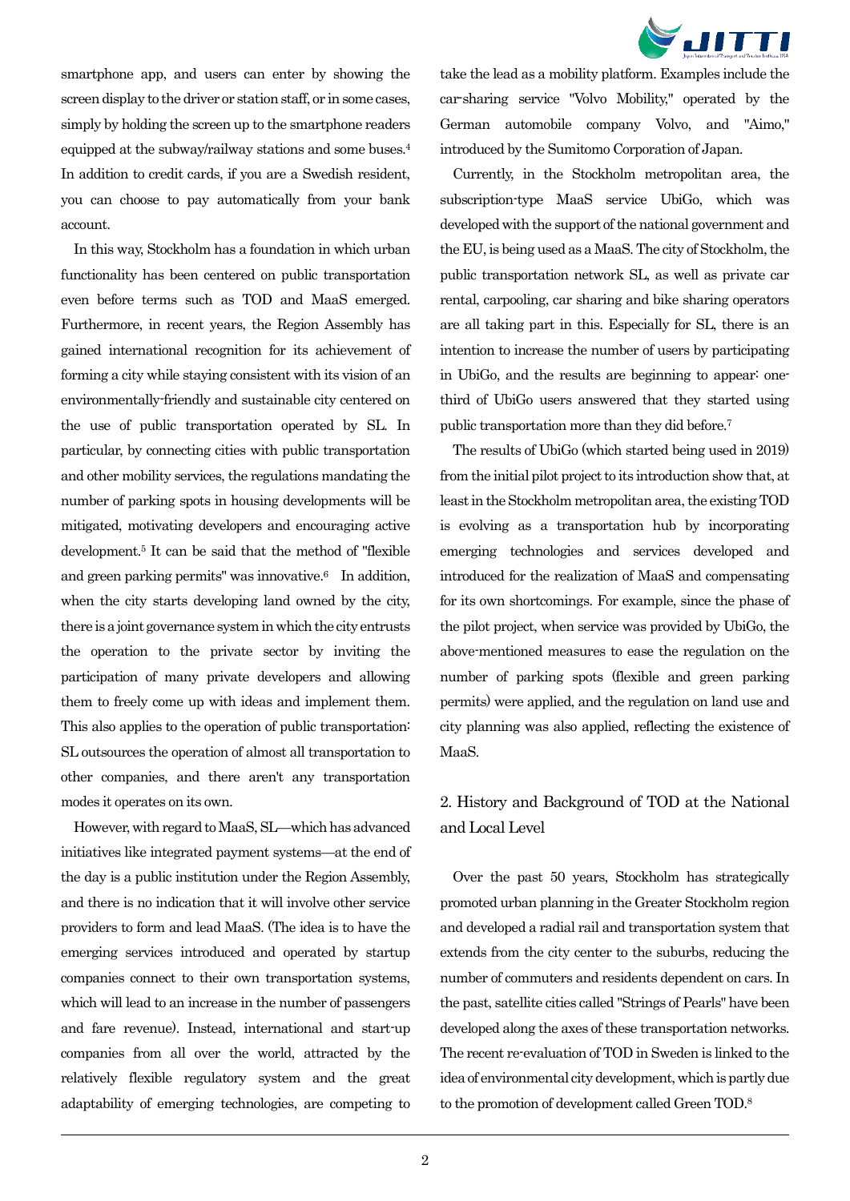smartphone app, and users can enter by showing the screen display to the driver or station staff, or in some cases, simply by holding the screen up to the smartphone readers equipped at the subway/railway stations and some buses.[4] In addition to credit cards, if you are a Swedish resident, you can choose to pay automatically from your bank account.

In this way, Stockholm has a foundation in which urban functionality has been centered on public transportation even before terms such as TOD and MaaS emerged. Furthermore, in recent years, the Region Assembly has gained international recognition for its achievement of forming a city while staying consistent with its vision of an environmentally-friendly and sustainable city centered on the use of public transportation operated by SL. In particular, by connecting cities with public transportation and other mobility services, the regulations mandating the number of parking spots in housing developments will be mitigated, motivating developers and encouraging active development.[5] It can be said that the method of "flexible and green parking permits" was innovative.[6] In addition, when the city starts developing land owned by the city, there is a joint governance system in which the city entrusts the operation to the private sector by inviting the participation of many private developers and allowing them to freely come up with ideas and implement them. This also applies to the operation of public transportation: SL outsources the operation of almost all transportation to other companies, and there aren't any transportation modes it operates on its own.

However, with regard to MaaS, SL—which has advanced initiatives like integrated payment systems—at the end of the day is a public institution under the Region Assembly, and there is no indication that it will involve other service providers to form and lead MaaS. (The idea is to have the emerging services introduced and operated by startup companies connect to their own transportation systems, which will lead to an increase in the number of passengers and fare revenue). Instead, international and start-up companies from all over the world, attracted by the relatively flexible regulatory system and the great adaptability of emerging technologies, are competing to take the lead as a mobility platform. Examples include the car-sharing service "Volvo Mobility," operated by the German automobile company Volvo, and "Aimo," introduced by the Sumitomo Corporation of Japan.

Currently, in the Stockholm metropolitan area, the subscription-type MaaS service UbiGo, which was developed with the support of the national government and the EU, is being used as a MaaS. The city of Stockholm, the public transportation network SL, as well as private car rental, carpooling, car sharing and bike sharing operators are all taking part in this. Especially for SL, there is an intention to increase the number of users by participating in UbiGo, and the results are beginning to appear: one-third of UbiGo users answered that they started using public transportation more than they did before.[7]

The results of UbiGo (which started being used in 2019) from the initial pilot project to its introduction show that, at least in the Stockholm metropolitan area, the existing TOD is evolving as a transportation hub by incorporating emerging technologies and services developed and introduced for the realization of MaaS and compensating for its own shortcomings. For example, since the phase of the pilot project, when service was provided by UbiGo, the above-mentioned measures to ease the regulation on the number of parking spots (flexible and green parking permits) were applied, and the regulation on land use and city planning was also applied, reflecting the existence of MaaS.

## 2. History and Background of TOD at the National and Local Level

Over the past 50 years, Stockholm has strategically promoted urban planning in the Greater Stockholm region and developed a radial rail and transportation system that extends from the city center to the suburbs, reducing the number of commuters and residents dependent on cars. In the past, satellite cities called "Strings of Pearls" have been developed along the axes of these transportation networks. The recent re-evaluation of TOD in Sweden is linked to the idea of environmental city development, which is partly due to the promotion of development called Green TOD.[8]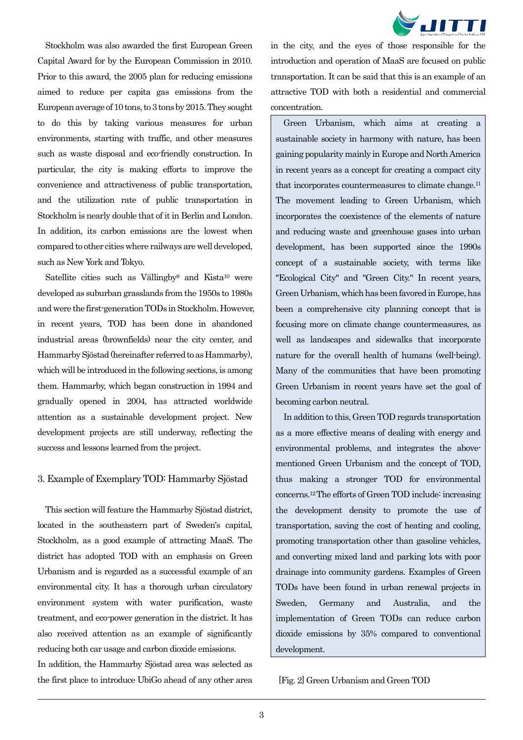Stockholm was also awarded the first European Green Capital Award for by the European Commission in 2010. Prior to this award, the 2005 plan for reducing emissions aimed to reduce per capita gas emissions from the European average of 10 tons, to 3 tons by 2015. They sought to do this by taking various measures for urban environments, starting with traffic, and other measures such as waste disposal and eco-friendly construction. In particular, the city is making efforts to improve the convenience and attractiveness of public transportation, and the utilization rate of public transportation in Stockholm is nearly double that of it in Berlin and London. In addition, its carbon emissions are the lowest when compared to other cities where railways are well developed, such as New York and Tokyo.

Satellite cities such as Vällingby[9] and Kista[10] were developed as suburban grasslands from the 1950s to 1980s and were the first-generation TODs in Stockholm. However, in recent years, TOD has been done in abandoned industrial areas (brownfields) near the city center, and Hammarby Sjöstad (hereinafter referred to as Hammarby), which will be introduced in the following sections, is among them. Hammarby, which began construction in 1994 and gradually opened in 2004, has attracted worldwide attention as a sustainable development project. New development projects are still underway, reflecting the success and lessons learned from the project.

## 3. Example of Exemplary TOD: Hammarby Sjöstad

This section will feature the Hammarby Sjöstad district, located in the southeastern part of Sweden's capital, Stockholm, as a good example of attracting MaaS. The district has adopted TOD with an emphasis on Green Urbanism and is regarded as a successful example of an environmental city. It has a thorough urban circulatory environment system with water purification, waste treatment, and eco-power generation in the district. It has also received attention as an example of significantly reducing both car usage and carbon dioxide emissions.

In addition, the Hammarby Sjöstad area was selected as the first place to introduce UbiGo ahead of any other area in the city, and the eyes of those responsible for the introduction and operation of MaaS are focused on public transportation. It can be said that this is an example of an attractive TOD with both a residential and commercial concentration.

Green Urbanism, which aims at creating a sustainable society in harmony with nature, has been gaining popularity mainly in Europe and North America in recent years as a concept for creating a compact city that incorporates countermeasures to climate change.[11] The movement leading to Green Urbanism, which incorporates the coexistence of the elements of nature and reducing waste and greenhouse gases into urban development, has been supported since the 1990s concept of a sustainable society, with terms like "Ecological City" and "Green City." In recent years, Green Urbanism, which has been favored in Europe, has been a comprehensive city planning concept that is focusing more on climate change countermeasures, as well as landscapes and sidewalks that incorporate nature for the overall health of humans (well-being). Many of the communities that have been promoting Green Urbanism in recent years have set the goal of becoming carbon neutral.

In addition to this, Green TOD regards transportation as a more effective means of dealing with energy and environmental problems, and integrates the above-mentioned Green Urbanism and the concept of TOD, thus making a stronger TOD for environmental concerns.[12] The efforts of Green TOD include: increasing the development density to promote the use of transportation, saving the cost of heating and cooling, promoting transportation other than gasoline vehicles, and converting mixed land and parking lots with poor drainage into community gardens. Examples of Green TODs have been found in urban renewal projects in Sweden, Germany and Australia, and the implementation of Green TODs can reduce carbon dioxide emissions by 35% compared to conventional development.

[Fig. 2] Green Urbanism and Green TOD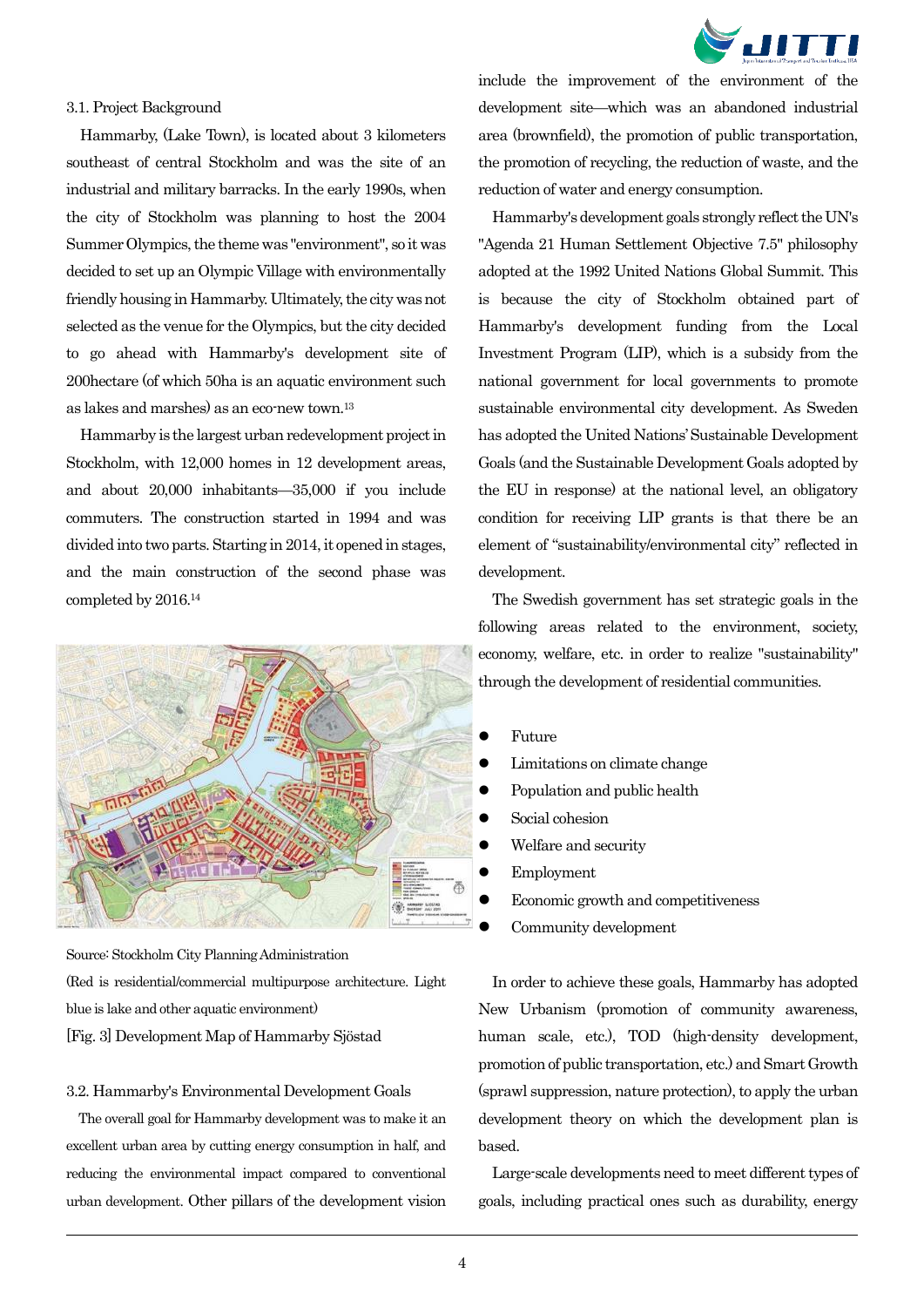### 3.1. Project Background

Hammarby, (Lake Town), is located about 3 kilometers southeast of central Stockholm and was the site of an industrial and military barracks. In the early 1990s, when the city of Stockholm was planning to host the 2004 Summer Olympics, the theme was "environment", so it was decided to set up an Olympic Village with environmentally friendly housing in Hammarby. Ultimately, the city was not selected as the venue for the Olympics, but the city decided to go ahead with Hammarby's development site of 200hectare (of which 50ha is an aquatic environment such as lakes and marshes) as an eco-new town.[13]

Hammarby is the largest urban redevelopment project in Stockholm, with 12,000 homes in 12 development areas, and about 20,000 inhabitants—35,000 if you include commuters. The construction started in 1994 and was divided into two parts. Starting in 2014, it opened in stages, and the main construction of the second phase was completed by 2016.[14]

Source: Stockholm City Planning Administration

(Red is residential/commercial multipurpose architecture. Light blue is lake and other aquatic environment)

[Fig. 3] Development Map of Hammarby Sjöstad

### 3.2. Hammarby's Environmental Development Goals

The overall goal for Hammarby development was to make it an excellent urban area by cutting energy consumption in half, and reducing the environmental impact compared to conventional urban development. Other pillars of the development vision include the improvement of the environment of the development site—which was an abandoned industrial area (brownfield), the promotion of public transportation, the promotion of recycling, the reduction of waste, and the reduction of water and energy consumption.

Hammarby's development goals strongly reflect the UN's "Agenda 21 Human Settlement Objective 7.5" philosophy adopted at the 1992 United Nations Global Summit. This is because the city of Stockholm obtained part of Hammarby's development funding from the Local Investment Program (LIP), which is a subsidy from the national government for local governments to promote sustainable environmental city development. As Sweden has adopted the United Nations' Sustainable Development Goals (and the Sustainable Development Goals adopted by the EU in response) at the national level, an obligatory condition for receiving LIP grants is that there be an element of "sustainability/environmental city" reflected in development.

The Swedish government has set strategic goals in the following areas related to the environment, society, economy, welfare, etc. in order to realize "sustainability" through the development of residential communities.

- Future
- Limitations on climate change
- Population and public health
- Social cohesion
- Welfare and security
- Employment
- Economic growth and competitiveness
- Community development

In order to achieve these goals, Hammarby has adopted New Urbanism (promotion of community awareness, human scale, etc.), TOD (high-density development, promotion of public transportation, etc.) and Smart Growth (sprawl suppression, nature protection), to apply the urban development theory on which the development plan is based.

Large-scale developments need to meet different types of goals, including practical ones such as durability, energy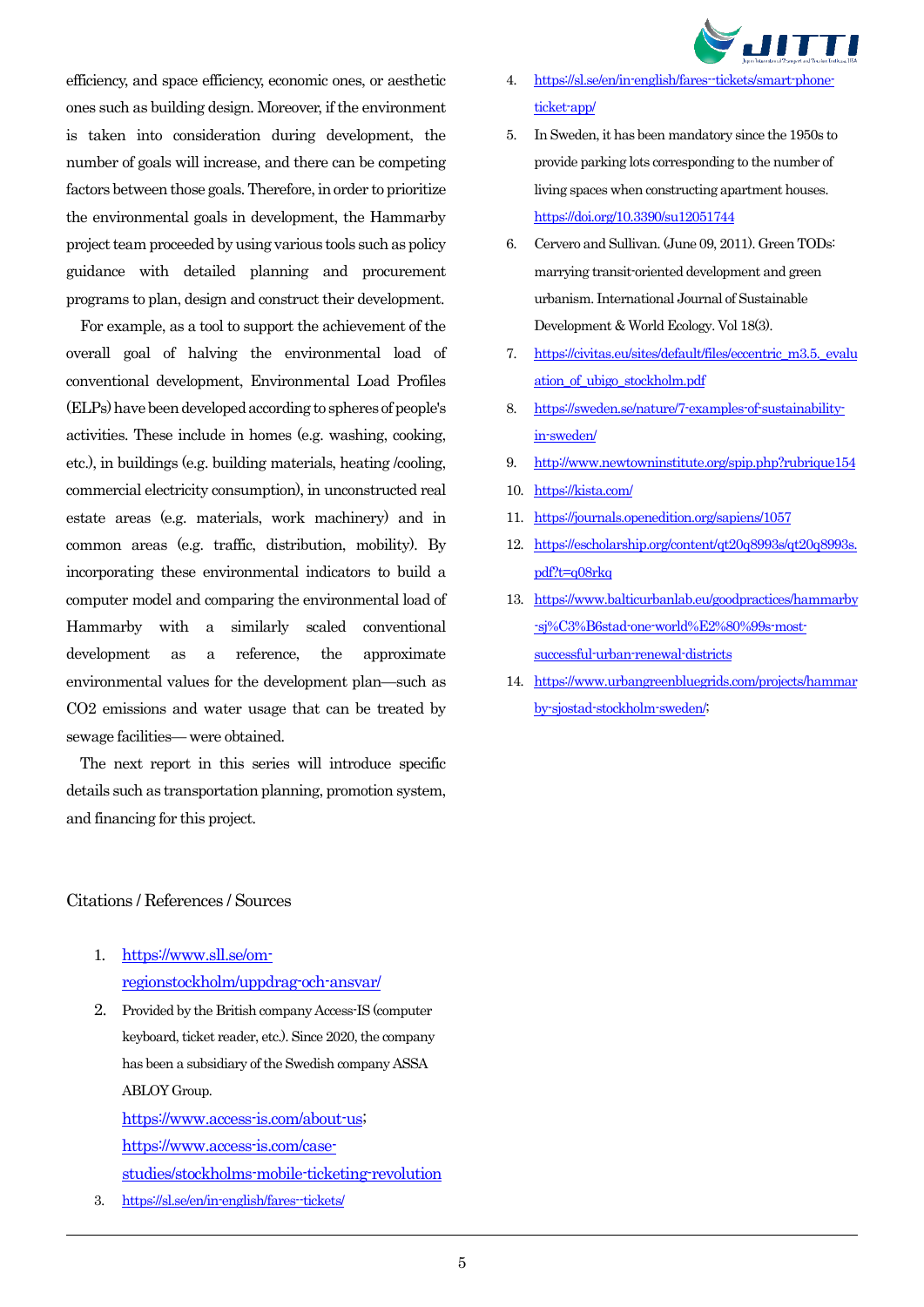efficiency, and space efficiency, economic ones, or aesthetic ones such as building design. Moreover, if the environment is taken into consideration during development, the number of goals will increase, and there can be competing factors between those goals. Therefore, in order to prioritize the environmental goals in development, the Hammarby project team proceeded by using various tools such as policy guidance with detailed planning and procurement programs to plan, design and construct their development.

For example, as a tool to support the achievement of the overall goal of halving the environmental load of conventional development, Environmental Load Profiles (ELPs) have been developed according to spheres of people's activities. These include in homes (e.g. washing, cooking, etc.), in buildings (e.g. building materials, heating /cooling, commercial electricity consumption), in unconstructed real estate areas (e.g. materials, work machinery) and in common areas (e.g. traffic, distribution, mobility). By incorporating these environmental indicators to build a computer model and comparing the environmental load of Hammarby with a similarly scaled conventional development as a reference, the approximate environmental values for the development plan—such as $CO_2$ emissions and water usage that can be treated by sewage facilities— were obtained.

The next report in this series will introduce specific details such as transportation planning, promotion system, and financing for this project.

## Citations / References / Sources

1. https://www.sll.se/om-regionstockholm/uppdrag-och-ansvar/
2. Provided by the British company Access-IS (computer keyboard, ticket reader, etc.). Since 2020, the company has been a subsidiary of the Swedish company ASSA ABLOY Group.
   https://www.access-is.com/about-us;
   https://www.access-is.com/case-studies/stockholms-mobile-ticketing-revolution
3. https://sl.se/en/in-english/fares--tickets/
4. https://sl.se/en/in-english/fares--tickets/smart-phone-ticket-app/
5. In Sweden, it has been mandatory since the 1950s to provide parking lots corresponding to the number of living spaces when constructing apartment houses. https://doi.org/10.3390/su12051744
6. Cervero and Sullivan. (June 09, 2011). Green TODs: marrying transit-oriented development and green urbanism. International Journal of Sustainable Development & World Ecology. Vol 18(3).
7. https://civitas.eu/sites/default/files/eccentric_m3.5._evaluation_of_ubigo_stockholm.pdf
8. https://sweden.se/nature/7-examples-of-sustainability-in-sweden/
9. http://www.newtowninstitute.org/spip.php?rubrique154
10. https://kista.com/
11. https://journals.openedition.org/sapiens/1057
12. https://escholarship.org/content/qt20q8993s/qt20q8993s.pdf?t=q08rkq
13. https://www.balticurbanlab.eu/goodpractices/hammarby-sj%C3%B6stad-one-world%E2%80%99s-most-successful-urban-renewal-districts
14. https://www.urbangreenbluegrids.com/projects/hammarby-sjostad-stockholm-sweden/;